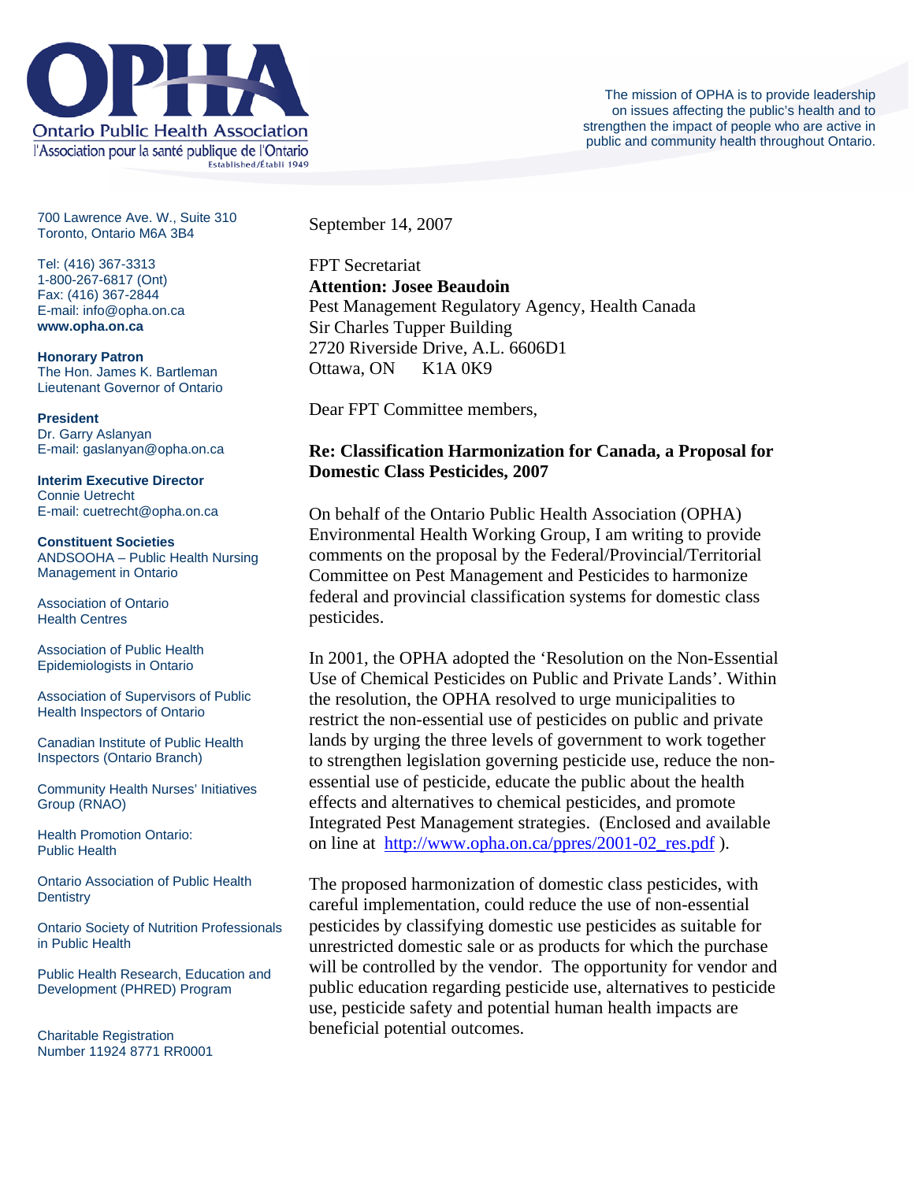# OPHA

Ontario Public Health Association
l'Association pour la santé publique de l'Ontario
Established/Établi 1949

The mission of OPHA is to provide leadership on issues affecting the public's health and to strengthen the impact of people who are active in public and community health throughout Ontario.

700 Lawrence Ave. W., Suite 310
Toronto, Ontario M6A 3B4

Tel: (416) 367-3313
1-800-267-6817 (Ont)
Fax: (416) 367-2844
E-mail: info@opha.on.ca
**www.opha.on.ca**

**Honorary Patron**
The Hon. James K. Bartleman
Lieutenant Governor of Ontario

**President**
Dr. Garry Aslanyan
E-mail: gaslanyan@opha.on.ca

**Interim Executive Director**
Connie Uetrecht
E-mail: cuetrecht@opha.on.ca

**Constituent Societies**
ANDSOOHA – Public Health Nursing Management in Ontario

Association of Ontario Health Centres

Association of Public Health Epidemiologists in Ontario

Association of Supervisors of Public Health Inspectors of Ontario

Canadian Institute of Public Health Inspectors (Ontario Branch)

Community Health Nurses' Initiatives Group (RNAO)

Health Promotion Ontario: Public Health

Ontario Association of Public Health Dentistry

Ontario Society of Nutrition Professionals in Public Health

Public Health Research, Education and Development (PHRED) Program

Charitable Registration Number 11924 8771 RR0001

September 14, 2007

FPT Secretariat
**Attention: Josee Beaudoin**
Pest Management Regulatory Agency, Health Canada
Sir Charles Tupper Building
2720 Riverside Drive, A.L. 6606D1
Ottawa, ON K1A 0K9

Dear FPT Committee members,

**Re: Classification Harmonization for Canada, a Proposal for Domestic Class Pesticides, 2007**

On behalf of the Ontario Public Health Association (OPHA) Environmental Health Working Group, I am writing to provide comments on the proposal by the Federal/Provincial/Territorial Committee on Pest Management and Pesticides to harmonize federal and provincial classification systems for domestic class pesticides.

In 2001, the OPHA adopted the 'Resolution on the Non-Essential Use of Chemical Pesticides on Public and Private Lands'. Within the resolution, the OPHA resolved to urge municipalities to restrict the non-essential use of pesticides on public and private lands by urging the three levels of government to work together to strengthen legislation governing pesticide use, reduce the non-essential use of pesticide, educate the public about the health effects and alternatives to chemical pesticides, and promote Integrated Pest Management strategies. (Enclosed and available on line at http://www.opha.on.ca/ppres/2001-02_res.pdf ).

The proposed harmonization of domestic class pesticides, with careful implementation, could reduce the use of non-essential pesticides by classifying domestic use pesticides as suitable for unrestricted domestic sale or as products for which the purchase will be controlled by the vendor. The opportunity for vendor and public education regarding pesticide use, alternatives to pesticide use, pesticide safety and potential human health impacts are beneficial potential outcomes.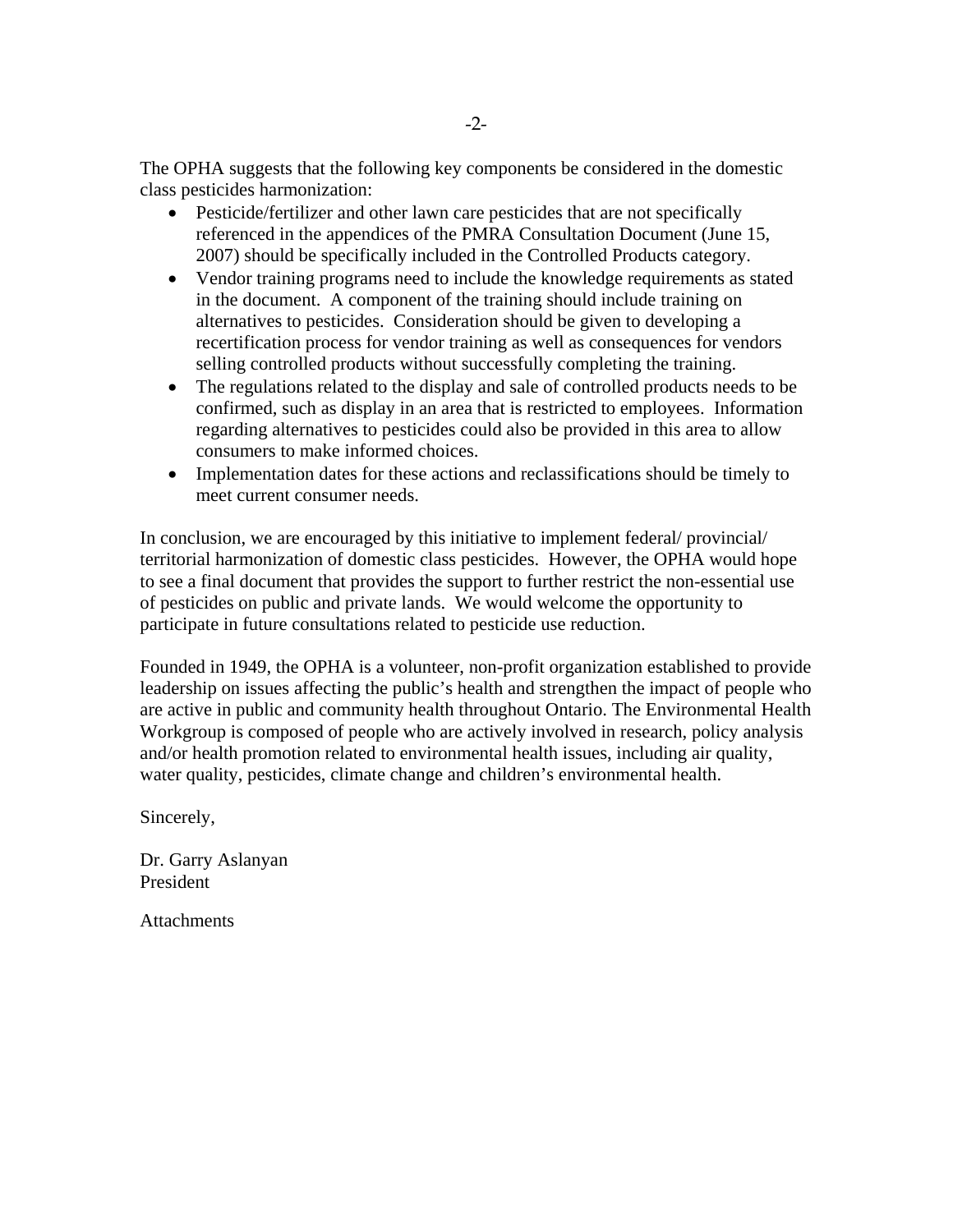The OPHA suggests that the following key components be considered in the domestic class pesticides harmonization:

- Pesticide/fertilizer and other lawn care pesticides that are not specifically referenced in the appendices of the PMRA Consultation Document (June 15, 2007) should be specifically included in the Controlled Products category.
- Vendor training programs need to include the knowledge requirements as stated in the document. A component of the training should include training on alternatives to pesticides. Consideration should be given to developing a recertification process for vendor training as well as consequences for vendors selling controlled products without successfully completing the training.
- The regulations related to the display and sale of controlled products needs to be confirmed, such as display in an area that is restricted to employees. Information regarding alternatives to pesticides could also be provided in this area to allow consumers to make informed choices.
- Implementation dates for these actions and reclassifications should be timely to meet current consumer needs.

In conclusion, we are encouraged by this initiative to implement federal/ provincial/ territorial harmonization of domestic class pesticides. However, the OPHA would hope to see a final document that provides the support to further restrict the non-essential use of pesticides on public and private lands. We would welcome the opportunity to participate in future consultations related to pesticide use reduction.

Founded in 1949, the OPHA is a volunteer, non-profit organization established to provide leadership on issues affecting the public's health and strengthen the impact of people who are active in public and community health throughout Ontario. The Environmental Health Workgroup is composed of people who are actively involved in research, policy analysis and/or health promotion related to environmental health issues, including air quality, water quality, pesticides, climate change and children's environmental health.

Sincerely,

Dr. Garry Aslanyan
President

Attachments